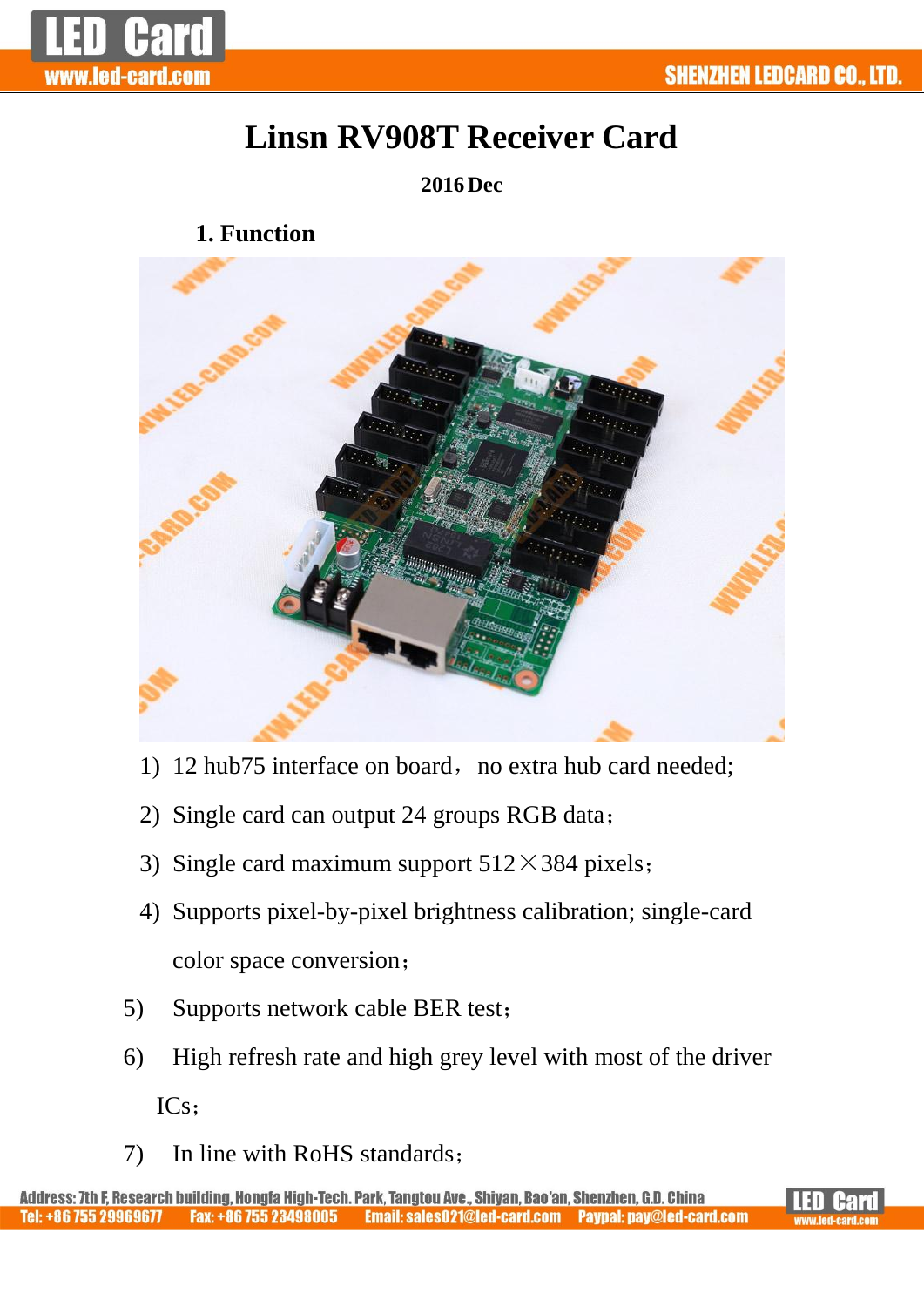# Linsn RV908T Receiver Card

**2016 Dec**

## 1. Function

1) 12 hub75 interface on board， no extra hub card needed;
2) Single card can output 24 groups RGB data；
3) Single card maximum support 512×384 pixels；
4) Supports pixel-by-pixel brightness calibration; single-card color space conversion；
5) Supports network cable BER test；
6) High refresh rate and high grey level with most of the driver ICs；
7) In line with RoHS standards；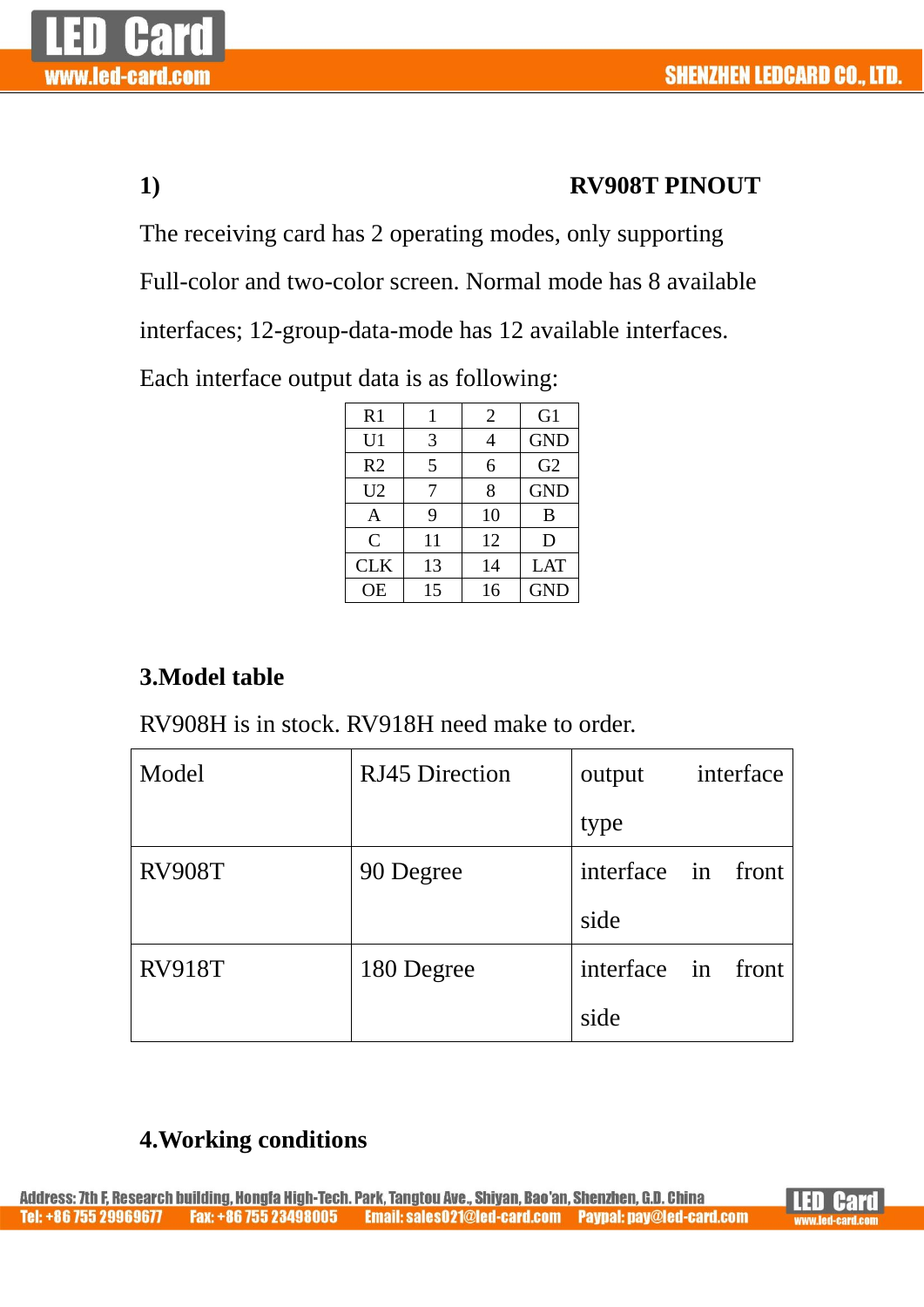## 1) RV908T PINOUT

The receiving card has 2 operating modes, only supporting Full-color and two-color screen. Normal mode has 8 available interfaces; 12-group-data-mode has 12 available interfaces. Each interface output data is as following:

| R1 | 1 | 2 | G1 |
|---|---|---|---|
| U1 | 3 | 4 | GND |
| R2 | 5 | 6 | G2 |
| U2 | 7 | 8 | GND |
| A | 9 | 10 | B |
| C | 11 | 12 | D |
| CLK | 13 | 14 | LAT |
| OE | 15 | 16 | GND |

## 3.Model table

RV908H is in stock. RV918H need make to order.

| Model | RJ45 Direction | output interface type |
|---|---|---|
| RV908T | 90 Degree | interface in front side |
| RV918T | 180 Degree | interface in front side |

## 4.Working conditions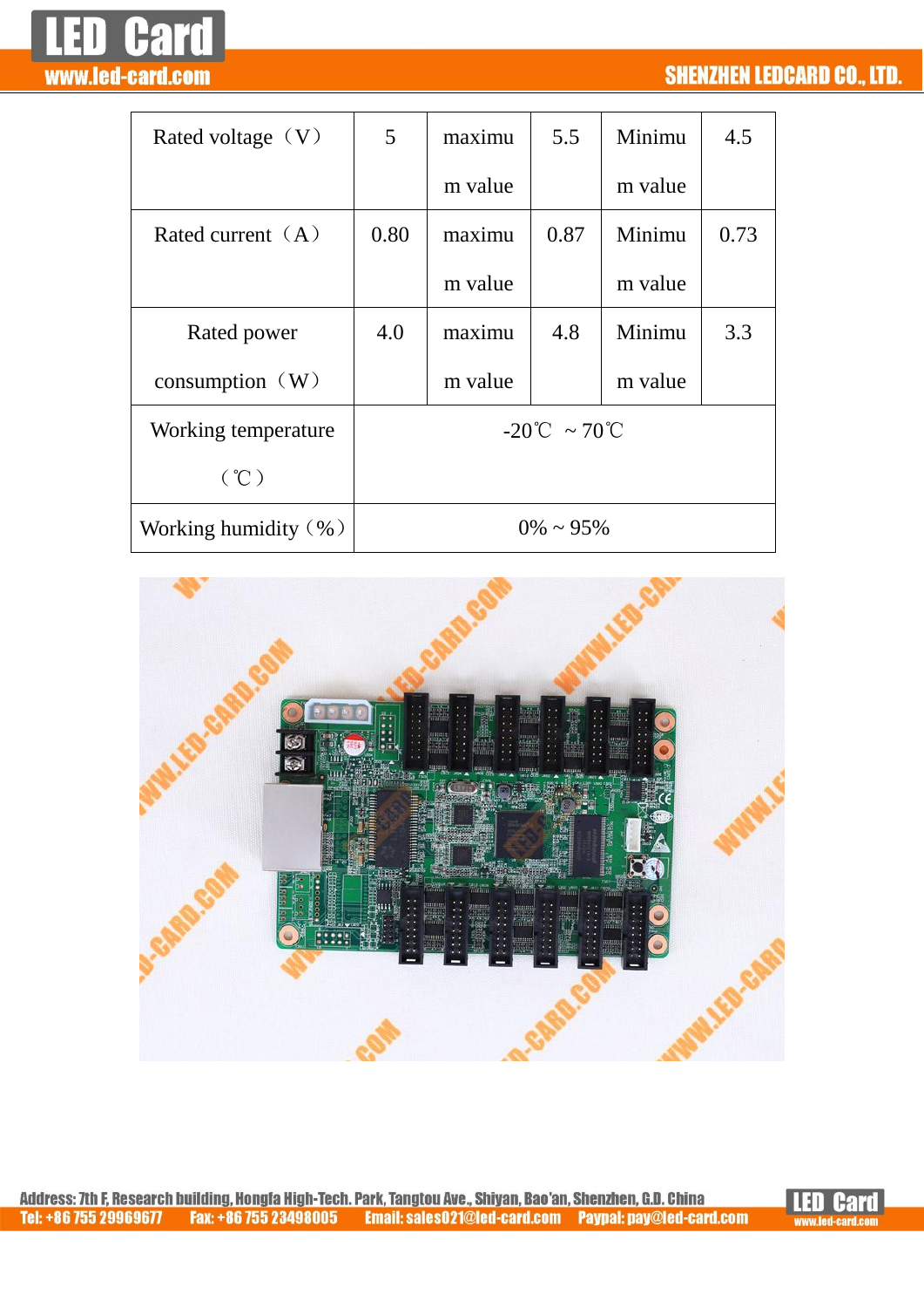| Rated voltage（V） | 5 | maximum value | 5.5 | Minimum value | 4.5 |
|---|---|---|---|---|---|
| Rated current（A） | 0.80 | maximum value | 0.87 | Minimum value | 0.73 |
| Rated power consumption（W） | 4.0 | maximum value | 4.8 | Minimum value | 3.3 |
| Working temperature（℃） | -20℃ ~ 70℃ | | | | |
| Working humidity（%） | 0% ~ 95% | | | | |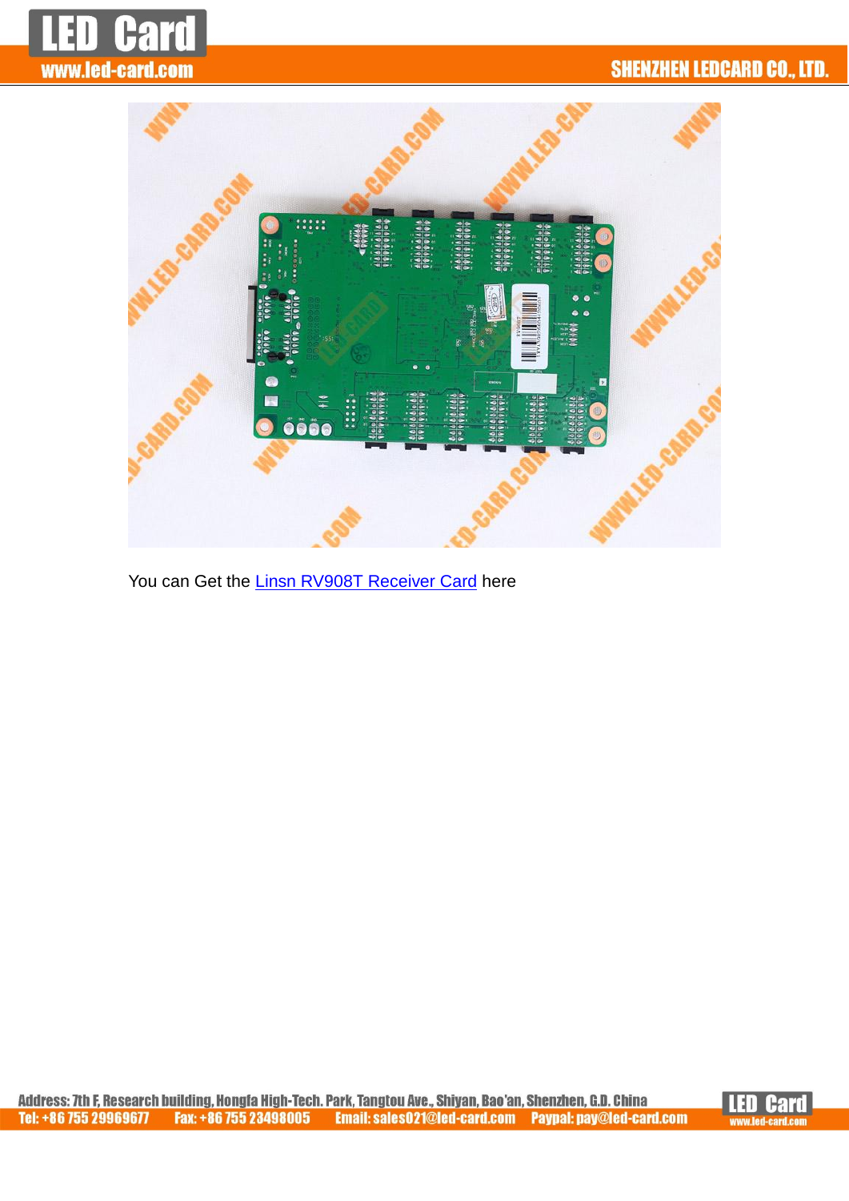You can Get the [Linsn RV908T Receiver Card](#) here